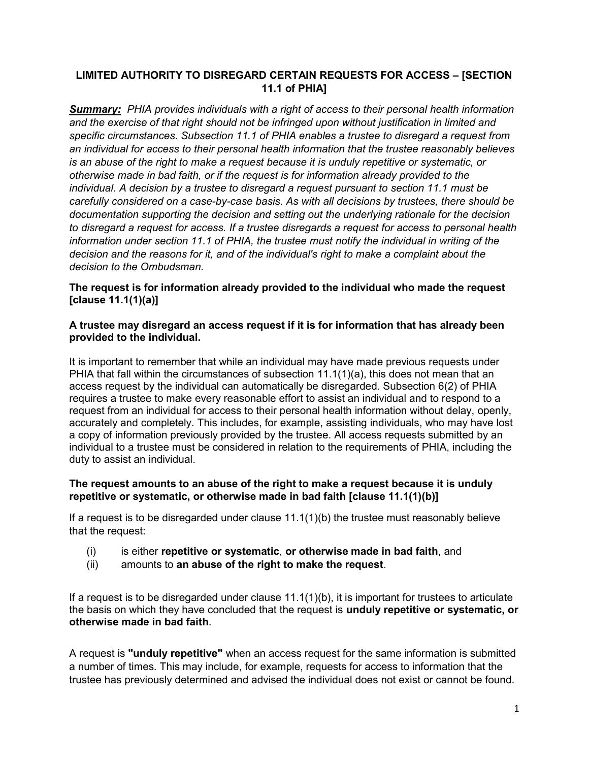# LIMITED AUTHORITY TO DISREGARD CERTAIN REQUESTS FOR ACCESS – [SECTION 11.1 of PHIA]

***Summary:*** *PHIA provides individuals with a right of access to their personal health information and the exercise of that right should not be infringed upon without justification in limited and specific circumstances. Subsection 11.1 of PHIA enables a trustee to disregard a request from an individual for access to their personal health information that the trustee reasonably believes is an abuse of the right to make a request because it is unduly repetitive or systematic, or otherwise made in bad faith, or if the request is for information already provided to the individual. A decision by a trustee to disregard a request pursuant to section 11.1 must be carefully considered on a case-by-case basis. As with all decisions by trustees, there should be documentation supporting the decision and setting out the underlying rationale for the decision to disregard a request for access. If a trustee disregards a request for access to personal health information under section 11.1 of PHIA, the trustee must notify the individual in writing of the decision and the reasons for it, and of the individual's right to make a complaint about the decision to the Ombudsman.*

**The request is for information already provided to the individual who made the request [clause 11.1(1)(a)]**

**A trustee may disregard an access request if it is for information that has already been provided to the individual.**

It is important to remember that while an individual may have made previous requests under PHIA that fall within the circumstances of subsection 11.1(1)(a), this does not mean that an access request by the individual can automatically be disregarded. Subsection 6(2) of PHIA requires a trustee to make every reasonable effort to assist an individual and to respond to a request from an individual for access to their personal health information without delay, openly, accurately and completely. This includes, for example, assisting individuals, who may have lost a copy of information previously provided by the trustee. All access requests submitted by an individual to a trustee must be considered in relation to the requirements of PHIA, including the duty to assist an individual.

**The request amounts to an abuse of the right to make a request because it is unduly repetitive or systematic, or otherwise made in bad faith [clause 11.1(1)(b)]**

If a request is to be disregarded under clause 11.1(1)(b) the trustee must reasonably believe that the request:

(i) is either **repetitive or systematic**, **or otherwise made in bad faith**, and
(ii) amounts to **an abuse of the right to make the request**.

If a request is to be disregarded under clause 11.1(1)(b), it is important for trustees to articulate the basis on which they have concluded that the request is **unduly repetitive or systematic, or otherwise made in bad faith**.

A request is **"unduly repetitive"** when an access request for the same information is submitted a number of times. This may include, for example, requests for access to information that the trustee has previously determined and advised the individual does not exist or cannot be found.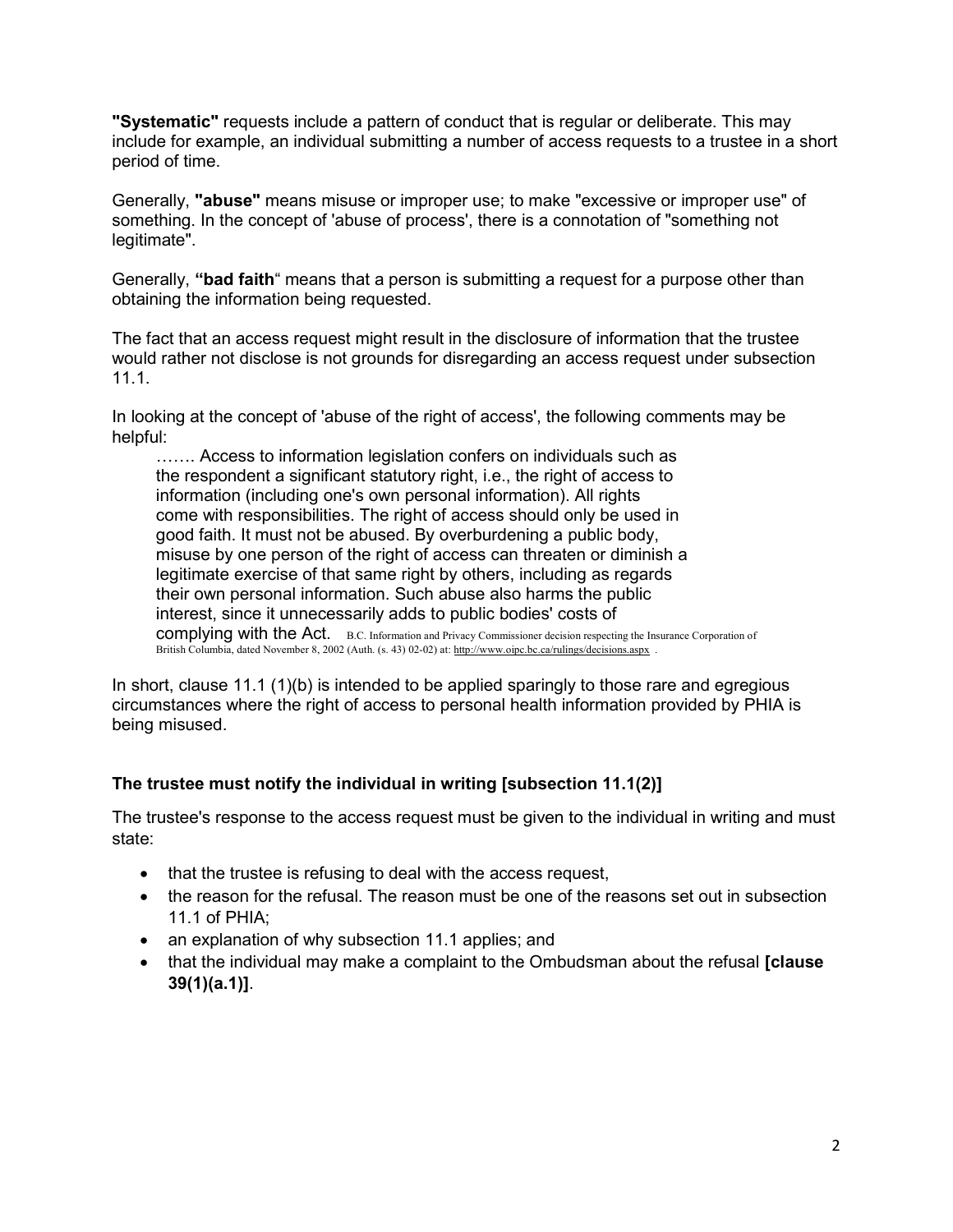**"Systematic"** requests include a pattern of conduct that is regular or deliberate. This may include for example, an individual submitting a number of access requests to a trustee in a short period of time.

Generally, **"abuse"** means misuse or improper use; to make "excessive or improper use" of something. In the concept of 'abuse of process', there is a connotation of "something not legitimate".

Generally, **"bad faith"** means that a person is submitting a request for a purpose other than obtaining the information being requested.

The fact that an access request might result in the disclosure of information that the trustee would rather not disclose is not grounds for disregarding an access request under subsection 11.1.

In looking at the concept of 'abuse of the right of access', the following comments may be helpful:

> ……. Access to information legislation confers on individuals such as the respondent a significant statutory right, i.e., the right of access to information (including one's own personal information). All rights come with responsibilities. The right of access should only be used in good faith. It must not be abused. By overburdening a public body, misuse by one person of the right of access can threaten or diminish a legitimate exercise of that same right by others, including as regards their own personal information. Such abuse also harms the public interest, since it unnecessarily adds to public bodies' costs of complying with the Act. B.C. Information and Privacy Commissioner decision respecting the Insurance Corporation of British Columbia, dated November 8, 2002 (Auth. (s. 43) 02-02) at: http://www.oipc.bc.ca/rulings/decisions.aspx .

In short, clause 11.1 (1)(b) is intended to be applied sparingly to those rare and egregious circumstances where the right of access to personal health information provided by PHIA is being misused.

### The trustee must notify the individual in writing [subsection 11.1(2)]

The trustee's response to the access request must be given to the individual in writing and must state:

- that the trustee is refusing to deal with the access request,
- the reason for the refusal. The reason must be one of the reasons set out in subsection 11.1 of PHIA;
- an explanation of why subsection 11.1 applies; and
- that the individual may make a complaint to the Ombudsman about the refusal **[clause 39(1)(a.1)]**.